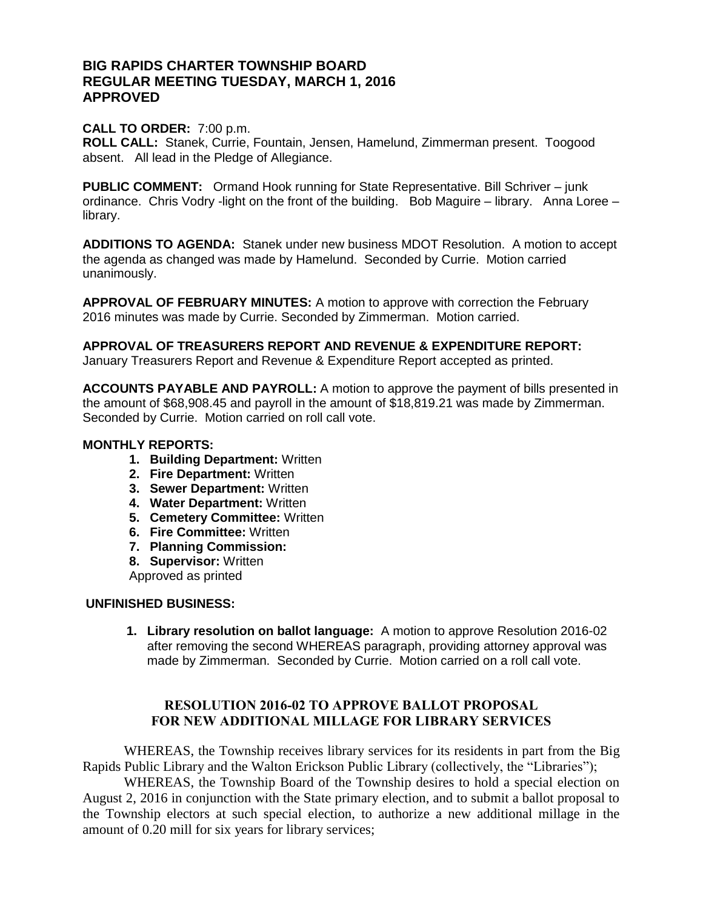# BIG RAPIDS CHARTER TOWNSHIP BOARD
# REGULAR MEETING TUESDAY, MARCH 1, 2016
# APPROVED

**CALL TO ORDER:** 7:00 p.m.
**ROLL CALL:** Stanek, Currie, Fountain, Jensen, Hamelund, Zimmerman present. Toogood absent. All lead in the Pledge of Allegiance.

**PUBLIC COMMENT:** Ormand Hook running for State Representative. Bill Schriver – junk ordinance. Chris Vodry -light on the front of the building. Bob Maguire – library. Anna Loree – library.

**ADDITIONS TO AGENDA:** Stanek under new business MDOT Resolution. A motion to accept the agenda as changed was made by Hamelund. Seconded by Currie. Motion carried unanimously.

**APPROVAL OF FEBRUARY MINUTES:** A motion to approve with correction the February 2016 minutes was made by Currie. Seconded by Zimmerman. Motion carried.

**APPROVAL OF TREASURERS REPORT AND REVENUE & EXPENDITURE REPORT:**
January Treasurers Report and Revenue & Expenditure Report accepted as printed.

**ACCOUNTS PAYABLE AND PAYROLL:** A motion to approve the payment of bills presented in the amount of $68,908.45 and payroll in the amount of $18,819.21 was made by Zimmerman. Seconded by Currie. Motion carried on roll call vote.

**MONTHLY REPORTS:**

1. **Building Department:** Written
2. **Fire Department:** Written
3. **Sewer Department:** Written
4. **Water Department:** Written
5. **Cemetery Committee:** Written
6. **Fire Committee:** Written
7. **Planning Commission:**
8. **Supervisor:** Written

Approved as printed

**UNFINISHED BUSINESS:**

1. **Library resolution on ballot language:** A motion to approve Resolution 2016-02 after removing the second WHEREAS paragraph, providing attorney approval was made by Zimmerman. Seconded by Currie. Motion carried on a roll call vote.

**RESOLUTION 2016-02 TO APPROVE BALLOT PROPOSAL FOR NEW ADDITIONAL MILLAGE FOR LIBRARY SERVICES**

WHEREAS, the Township receives library services for its residents in part from the Big Rapids Public Library and the Walton Erickson Public Library (collectively, the "Libraries");

WHEREAS, the Township Board of the Township desires to hold a special election on August 2, 2016 in conjunction with the State primary election, and to submit a ballot proposal to the Township electors at such special election, to authorize a new additional millage in the amount of 0.20 mill for six years for library services;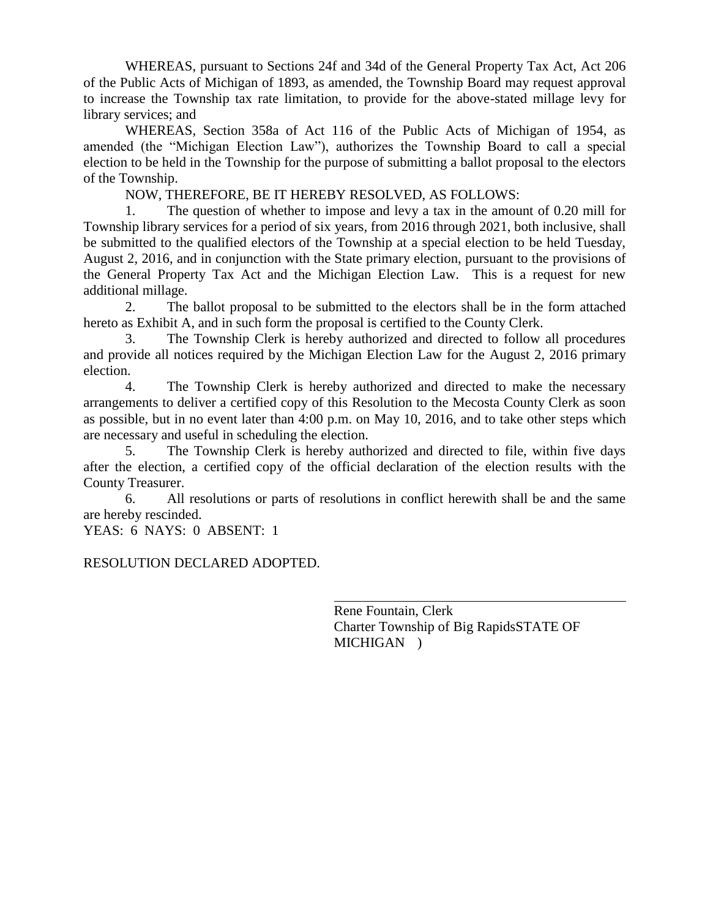WHEREAS, pursuant to Sections 24f and 34d of the General Property Tax Act, Act 206 of the Public Acts of Michigan of 1893, as amended, the Township Board may request approval to increase the Township tax rate limitation, to provide for the above-stated millage levy for library services; and

WHEREAS, Section 358a of Act 116 of the Public Acts of Michigan of 1954, as amended (the "Michigan Election Law"), authorizes the Township Board to call a special election to be held in the Township for the purpose of submitting a ballot proposal to the electors of the Township.

NOW, THEREFORE, BE IT HEREBY RESOLVED, AS FOLLOWS:

1. The question of whether to impose and levy a tax in the amount of 0.20 mill for Township library services for a period of six years, from 2016 through 2021, both inclusive, shall be submitted to the qualified electors of the Township at a special election to be held Tuesday, August 2, 2016, and in conjunction with the State primary election, pursuant to the provisions of the General Property Tax Act and the Michigan Election Law. This is a request for new additional millage.

2. The ballot proposal to be submitted to the electors shall be in the form attached hereto as Exhibit A, and in such form the proposal is certified to the County Clerk.

3. The Township Clerk is hereby authorized and directed to follow all procedures and provide all notices required by the Michigan Election Law for the August 2, 2016 primary election.

4. The Township Clerk is hereby authorized and directed to make the necessary arrangements to deliver a certified copy of this Resolution to the Mecosta County Clerk as soon as possible, but in no event later than 4:00 p.m. on May 10, 2016, and to take other steps which are necessary and useful in scheduling the election.

5. The Township Clerk is hereby authorized and directed to file, within five days after the election, a certified copy of the official declaration of the election results with the County Treasurer.

6. All resolutions or parts of resolutions in conflict herewith shall be and the same are hereby rescinded.

YEAS: 6 NAYS: 0 ABSENT: 1

RESOLUTION DECLARED ADOPTED.

\_\_\_\_\_\_\_\_\_\_\_\_\_\_\_\_\_\_\_\_\_\_\_\_\_\_\_\_\_\_\_\_\_\_\_\_\_\_\_\_

Rene Fountain, Clerk
Charter Township of Big RapidsSTATE OF MICHIGAN )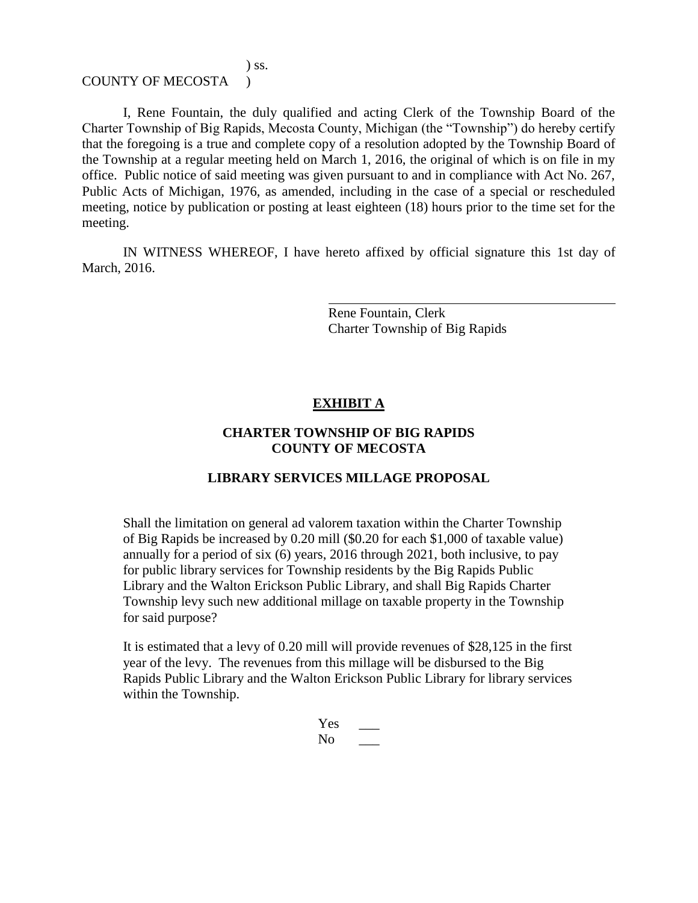) ss.
COUNTY OF MECOSTA )

I, Rene Fountain, the duly qualified and acting Clerk of the Township Board of the Charter Township of Big Rapids, Mecosta County, Michigan (the "Township") do hereby certify that the foregoing is a true and complete copy of a resolution adopted by the Township Board of the Township at a regular meeting held on March 1, 2016, the original of which is on file in my office. Public notice of said meeting was given pursuant to and in compliance with Act No. 267, Public Acts of Michigan, 1976, as amended, including in the case of a special or rescheduled meeting, notice by publication or posting at least eighteen (18) hours prior to the time set for the meeting.

IN WITNESS WHEREOF, I have hereto affixed by official signature this 1st day of March, 2016.

\_\_\_\_\_\_\_\_\_\_\_\_\_\_\_\_\_\_\_\_\_\_\_\_\_\_\_\_\_\_\_\_\_\_\_\_\_\_\_\_
Rene Fountain, Clerk
Charter Township of Big Rapids

## **EXHIBIT A**

### **CHARTER TOWNSHIP OF BIG RAPIDS**
### **COUNTY OF MECOSTA**

### **LIBRARY SERVICES MILLAGE PROPOSAL**

Shall the limitation on general ad valorem taxation within the Charter Township of Big Rapids be increased by 0.20 mill ($0.20 for each $1,000 of taxable value) annually for a period of six (6) years, 2016 through 2021, both inclusive, to pay for public library services for Township residents by the Big Rapids Public Library and the Walton Erickson Public Library, and shall Big Rapids Charter Township levy such new additional millage on taxable property in the Township for said purpose?

It is estimated that a levy of 0.20 mill will provide revenues of $28,125 in the first year of the levy. The revenues from this millage will be disbursed to the Big Rapids Public Library and the Walton Erickson Public Library for library services within the Township.

Yes \_\_\_
No \_\_\_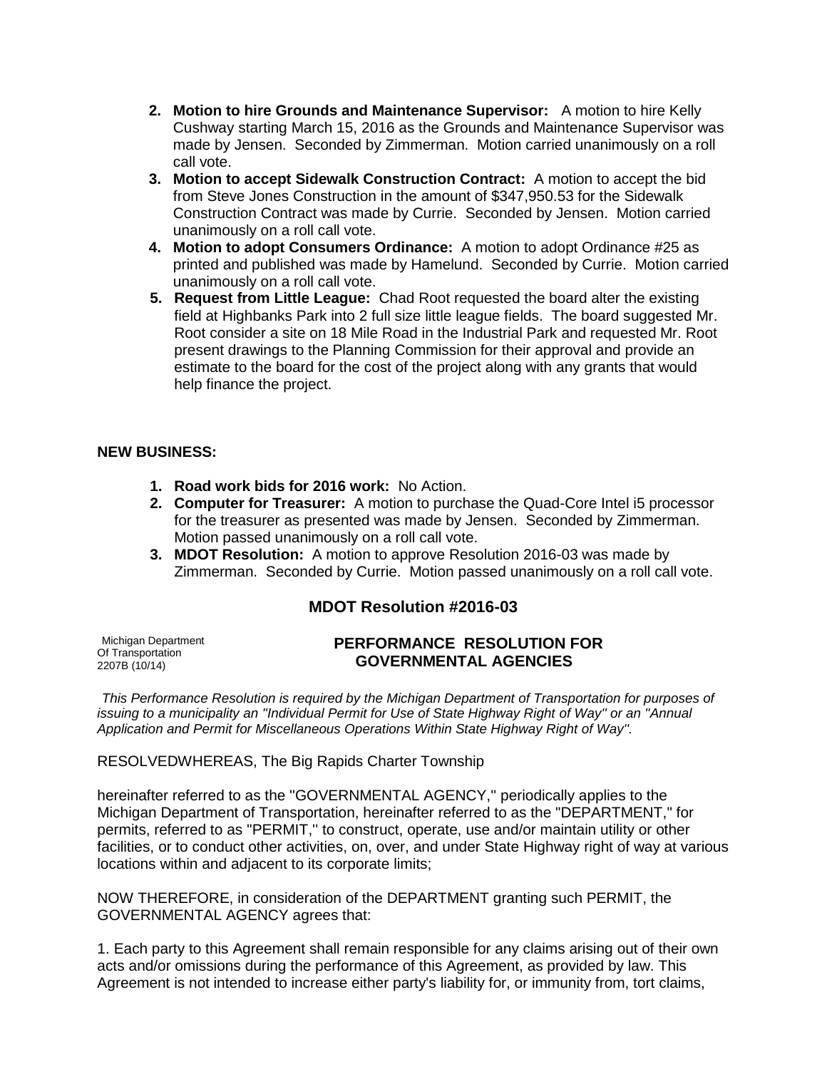2. **Motion to hire Grounds and Maintenance Supervisor:** A motion to hire Kelly Cushway starting March 15, 2016 as the Grounds and Maintenance Supervisor was made by Jensen. Seconded by Zimmerman. Motion carried unanimously on a roll call vote.
3. **Motion to accept Sidewalk Construction Contract:** A motion to accept the bid from Steve Jones Construction in the amount of $347,950.53 for the Sidewalk Construction Contract was made by Currie. Seconded by Jensen. Motion carried unanimously on a roll call vote.
4. **Motion to adopt Consumers Ordinance:** A motion to adopt Ordinance #25 as printed and published was made by Hamelund. Seconded by Currie. Motion carried unanimously on a roll call vote.
5. **Request from Little League:** Chad Root requested the board alter the existing field at Highbanks Park into 2 full size little league fields. The board suggested Mr. Root consider a site on 18 Mile Road in the Industrial Park and requested Mr. Root present drawings to the Planning Commission for their approval and provide an estimate to the board for the cost of the project along with any grants that would help finance the project.

**NEW BUSINESS:**

1. **Road work bids for 2016 work:** No Action.
2. **Computer for Treasurer:** A motion to purchase the Quad-Core Intel i5 processor for the treasurer as presented was made by Jensen. Seconded by Zimmerman. Motion passed unanimously on a roll call vote.
3. **MDOT Resolution:** A motion to approve Resolution 2016-03 was made by Zimmerman. Seconded by Currie. Motion passed unanimously on a roll call vote.

## MDOT Resolution #2016-03

Michigan Department
Of Transportation
2207B (10/14)

### PERFORMANCE RESOLUTION FOR GOVERNMENTAL AGENCIES

*This Performance Resolution is required by the Michigan Department of Transportation for purposes of issuing to a municipality an "Individual Permit for Use of State Highway Right of Way" or an "Annual Application and Permit for Miscellaneous Operations Within State Highway Right of Way".*

RESOLVEDWHEREAS, The Big Rapids Charter Township

hereinafter referred to as the "GOVERNMENTAL AGENCY," periodically applies to the Michigan Department of Transportation, hereinafter referred to as the "DEPARTMENT," for permits, referred to as "PERMIT," to construct, operate, use and/or maintain utility or other facilities, or to conduct other activities, on, over, and under State Highway right of way at various locations within and adjacent to its corporate limits;

NOW THEREFORE, in consideration of the DEPARTMENT granting such PERMIT, the GOVERNMENTAL AGENCY agrees that:

1. Each party to this Agreement shall remain responsible for any claims arising out of their own acts and/or omissions during the performance of this Agreement, as provided by law. This Agreement is not intended to increase either party's liability for, or immunity from, tort claims,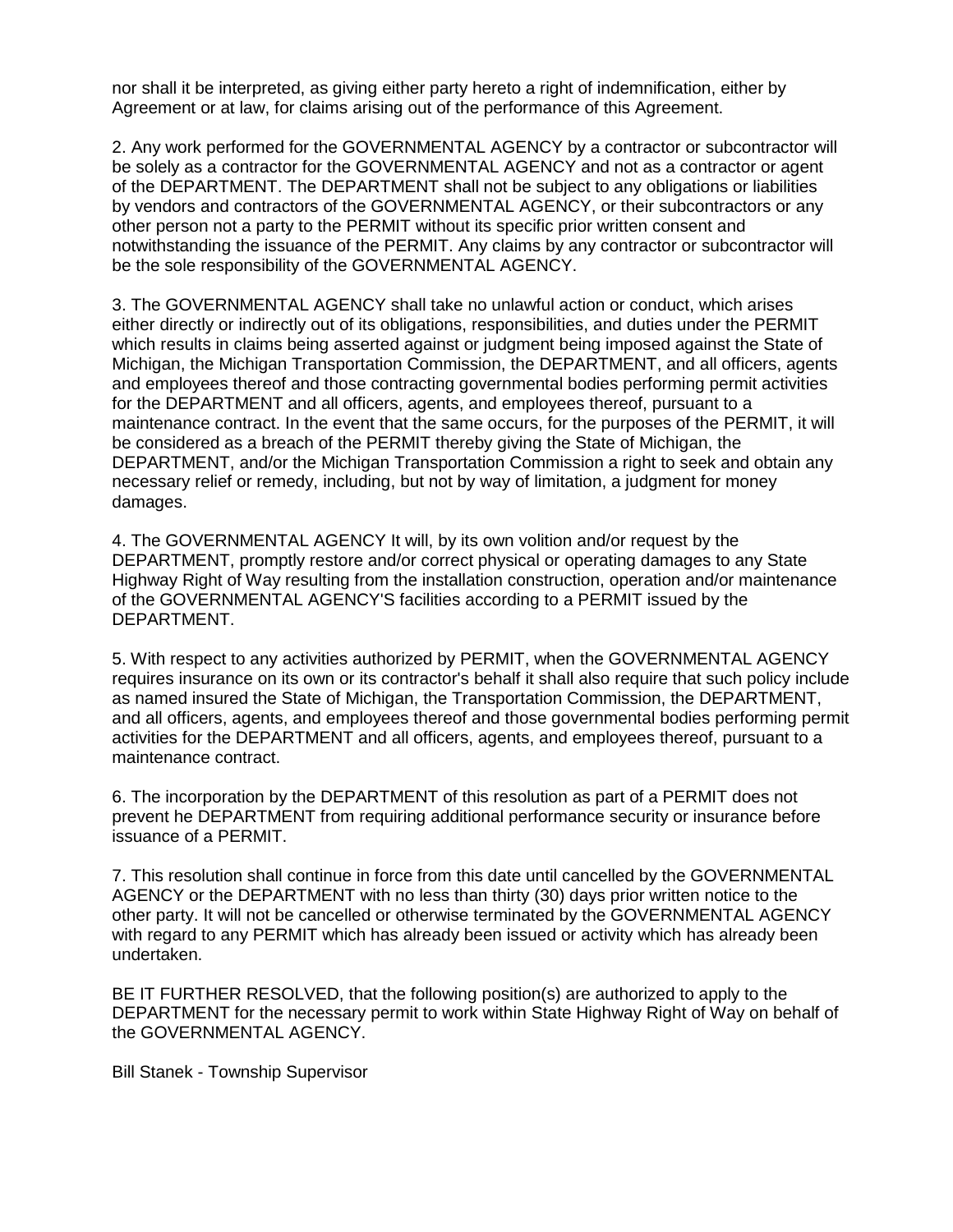nor shall it be interpreted, as giving either party hereto a right of indemnification, either by Agreement or at law, for claims arising out of the performance of this Agreement.

2. Any work performed for the GOVERNMENTAL AGENCY by a contractor or subcontractor will be solely as a contractor for the GOVERNMENTAL AGENCY and not as a contractor or agent of the DEPARTMENT. The DEPARTMENT shall not be subject to any obligations or liabilities by vendors and contractors of the GOVERNMENTAL AGENCY, or their subcontractors or any other person not a party to the PERMIT without its specific prior written consent and notwithstanding the issuance of the PERMIT. Any claims by any contractor or subcontractor will be the sole responsibility of the GOVERNMENTAL AGENCY.

3. The GOVERNMENTAL AGENCY shall take no unlawful action or conduct, which arises either directly or indirectly out of its obligations, responsibilities, and duties under the PERMIT which results in claims being asserted against or judgment being imposed against the State of Michigan, the Michigan Transportation Commission, the DEPARTMENT, and all officers, agents and employees thereof and those contracting governmental bodies performing permit activities for the DEPARTMENT and all officers, agents, and employees thereof, pursuant to a maintenance contract. In the event that the same occurs, for the purposes of the PERMIT, it will be considered as a breach of the PERMIT thereby giving the State of Michigan, the DEPARTMENT, and/or the Michigan Transportation Commission a right to seek and obtain any necessary relief or remedy, including, but not by way of limitation, a judgment for money damages.

4. The GOVERNMENTAL AGENCY It will, by its own volition and/or request by the DEPARTMENT, promptly restore and/or correct physical or operating damages to any State Highway Right of Way resulting from the installation construction, operation and/or maintenance of the GOVERNMENTAL AGENCY'S facilities according to a PERMIT issued by the DEPARTMENT.

5. With respect to any activities authorized by PERMIT, when the GOVERNMENTAL AGENCY requires insurance on its own or its contractor's behalf it shall also require that such policy include as named insured the State of Michigan, the Transportation Commission, the DEPARTMENT, and all officers, agents, and employees thereof and those governmental bodies performing permit activities for the DEPARTMENT and all officers, agents, and employees thereof, pursuant to a maintenance contract.

6. The incorporation by the DEPARTMENT of this resolution as part of a PERMIT does not prevent he DEPARTMENT from requiring additional performance security or insurance before issuance of a PERMIT.

7. This resolution shall continue in force from this date until cancelled by the GOVERNMENTAL AGENCY or the DEPARTMENT with no less than thirty (30) days prior written notice to the other party. It will not be cancelled or otherwise terminated by the GOVERNMENTAL AGENCY with regard to any PERMIT which has already been issued or activity which has already been undertaken.

BE IT FURTHER RESOLVED, that the following position(s) are authorized to apply to the DEPARTMENT for the necessary permit to work within State Highway Right of Way on behalf of the GOVERNMENTAL AGENCY.

Bill Stanek - Township Supervisor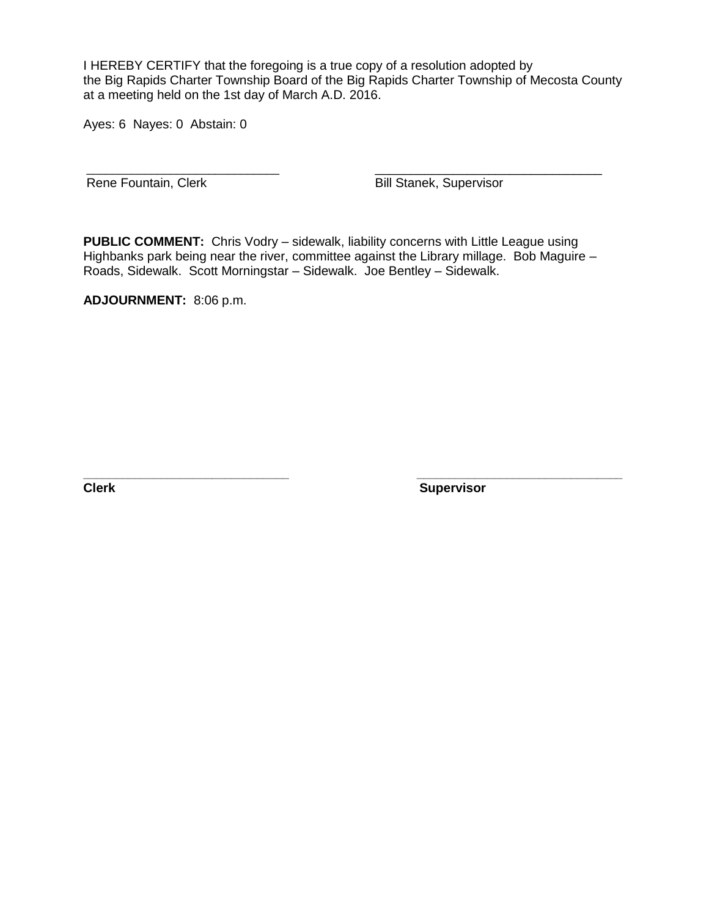I HEREBY CERTIFY that the foregoing is a true copy of a resolution adopted by the Big Rapids Charter Township Board of the Big Rapids Charter Township of Mecosta County at a meeting held on the 1st day of March A.D. 2016.

Ayes: 6 Nayes: 0 Abstain: 0

| | |
|---|---|
| ___________________________ | ________________________________ |
| Rene Fountain, Clerk | Bill Stanek, Supervisor |

**PUBLIC COMMENT:** Chris Vodry – sidewalk, liability concerns with Little League using Highbanks park being near the river, committee against the Library millage. Bob Maguire – Roads, Sidewalk. Scott Morningstar – Sidewalk. Joe Bentley – Sidewalk.

**ADJOURNMENT:** 8:06 p.m.

| | |
|---|---|
| ______________________________ | ______________________________ |
| **Clerk** | **Supervisor** |